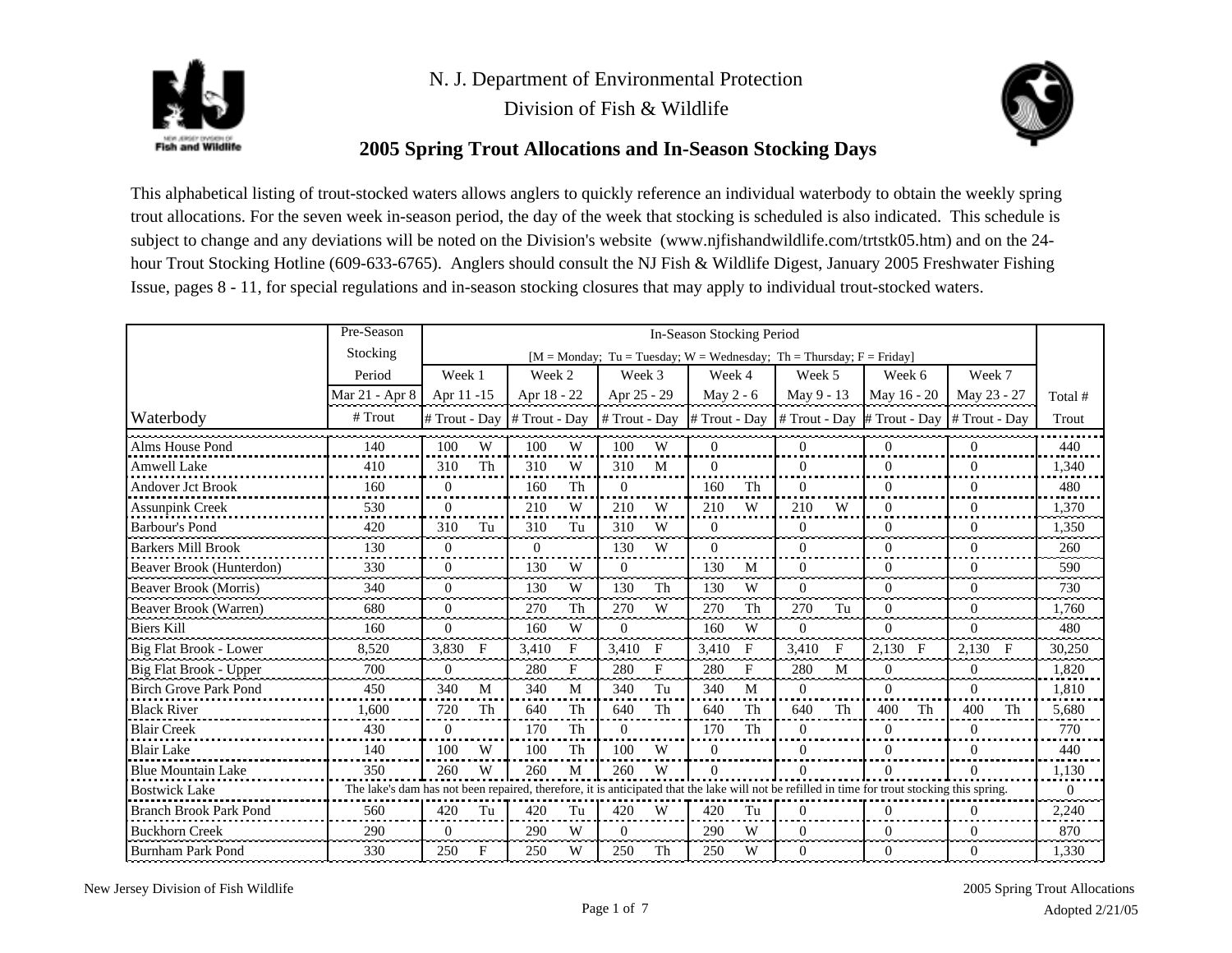N. J. Department of Environmental Protection

Division of Fish & Wildlife

## 2005 Spring Trout Allocations and In-Season Stocking Days

This alphabetical listing of trout-stocked waters allows anglers to quickly reference an individual waterbody to obtain the weekly spring trout allocations. For the seven week in-season period, the day of the week that stocking is scheduled is also indicated. This schedule is subject to change and any deviations will be noted on the Division's website (www.njfishandwildlife.com/trtstk05.htm) and on the 24-hour Trout Stocking Hotline (609-633-6765). Anglers should consult the NJ Fish & Wildlife Digest, January 2005 Freshwater Fishing Issue, pages 8 - 11, for special regulations and in-season stocking closures that may apply to individual trout-stocked waters.

| Waterbody | Pre-Season Stocking Period Mar 21 - Apr 8 # Trout | In-Season Stocking Period [M = Monday; Tu = Tuesday; W = Wednesday; Th = Thursday; F = Friday] Week 1 Apr 11 -15 # Trout | Day | Week 2 Apr 18 - 22 # Trout | Day | Week 3 Apr 25 - 29 # Trout | Day | Week 4 May 2 - 6 # Trout | Day | Week 5 May 9 - 13 # Trout | Day | Week 6 May 16 - 20 # Trout | Day | Week 7 May 23 - 27 # Trout | Day | Total # Trout |
|---|---|---|---|---|---|---|---|---|---|---|---|---|---|---|---|---|
| Alms House Pond | 140 | 100 | W | 100 | W | 100 | W | 0 | | 0 | | 0 | | 0 | | 440 |
| Amwell Lake | 410 | 310 | Th | 310 | W | 310 | M | 0 | | 0 | | 0 | | 0 | | 1,340 |
| Andover Jct Brook | 160 | 0 | | 160 | Th | 0 | | 160 | Th | 0 | | 0 | | 0 | | 480 |
| Assunpink Creek | 530 | 0 | | 210 | W | 210 | W | 210 | W | 210 | W | 0 | | 0 | | 1,370 |
| Barbour's Pond | 420 | 310 | Tu | 310 | Tu | 310 | W | 0 | | 0 | | 0 | | 0 | | 1,350 |
| Barkers Mill Brook | 130 | 0 | | 0 | | 130 | W | 0 | | 0 | | 0 | | 0 | | 260 |
| Beaver Brook (Hunterdon) | 330 | 0 | | 130 | W | 0 | | 130 | M | 0 | | 0 | | 0 | | 590 |
| Beaver Brook (Morris) | 340 | 0 | | 130 | W | 130 | Th | 130 | W | 0 | | 0 | | 0 | | 730 |
| Beaver Brook (Warren) | 680 | 0 | | 270 | Th | 270 | W | 270 | Th | 270 | Tu | 0 | | 0 | | 1,760 |
| Biers Kill | 160 | 0 | | 160 | W | 0 | | 160 | W | 0 | | 0 | | 0 | | 480 |
| Big Flat Brook - Lower | 8,520 | 3,830 | F | 3,410 | F | 3,410 | F | 3,410 | F | 3,410 | F | 2,130 | F | 2,130 | F | 30,250 |
| Big Flat Brook - Upper | 700 | 0 | | 280 | F | 280 | F | 280 | F | 280 | M | 0 | | 0 | | 1,820 |
| Birch Grove Park Pond | 450 | 340 | M | 340 | M | 340 | Tu | 340 | M | 0 | | 0 | | 0 | | 1,810 |
| Black River | 1,600 | 720 | Th | 640 | Th | 640 | Th | 640 | Th | 640 | Th | 400 | Th | 400 | Th | 5,680 |
| Blair Creek | 430 | 0 | | 170 | Th | 0 | | 170 | Th | 0 | | 0 | | 0 | | 770 |
| Blair Lake | 140 | 100 | W | 100 | Th | 100 | W | 0 | | 0 | | 0 | | 0 | | 440 |
| Blue Mountain Lake | 350 | 260 | W | 260 | M | 260 | W | 0 | | 0 | | 0 | | 0 | | 1,130 |
| Bostwick Lake | The lake's dam has not been repaired, therefore, it is anticipated that the lake will not be refilled in time for trout stocking this spring. | | | | | | | | | | | | | | | 0 |
| Branch Brook Park Pond | 560 | 420 | Tu | 420 | Tu | 420 | W | 420 | Tu | 0 | | 0 | | 0 | | 2,240 |
| Buckhorn Creek | 290 | 0 | | 290 | W | 0 | | 290 | W | 0 | | 0 | | 0 | | 870 |
| Burnham Park Pond | 330 | 250 | F | 250 | W | 250 | Th | 250 | W | 0 | | 0 | | 0 | | 1,330 |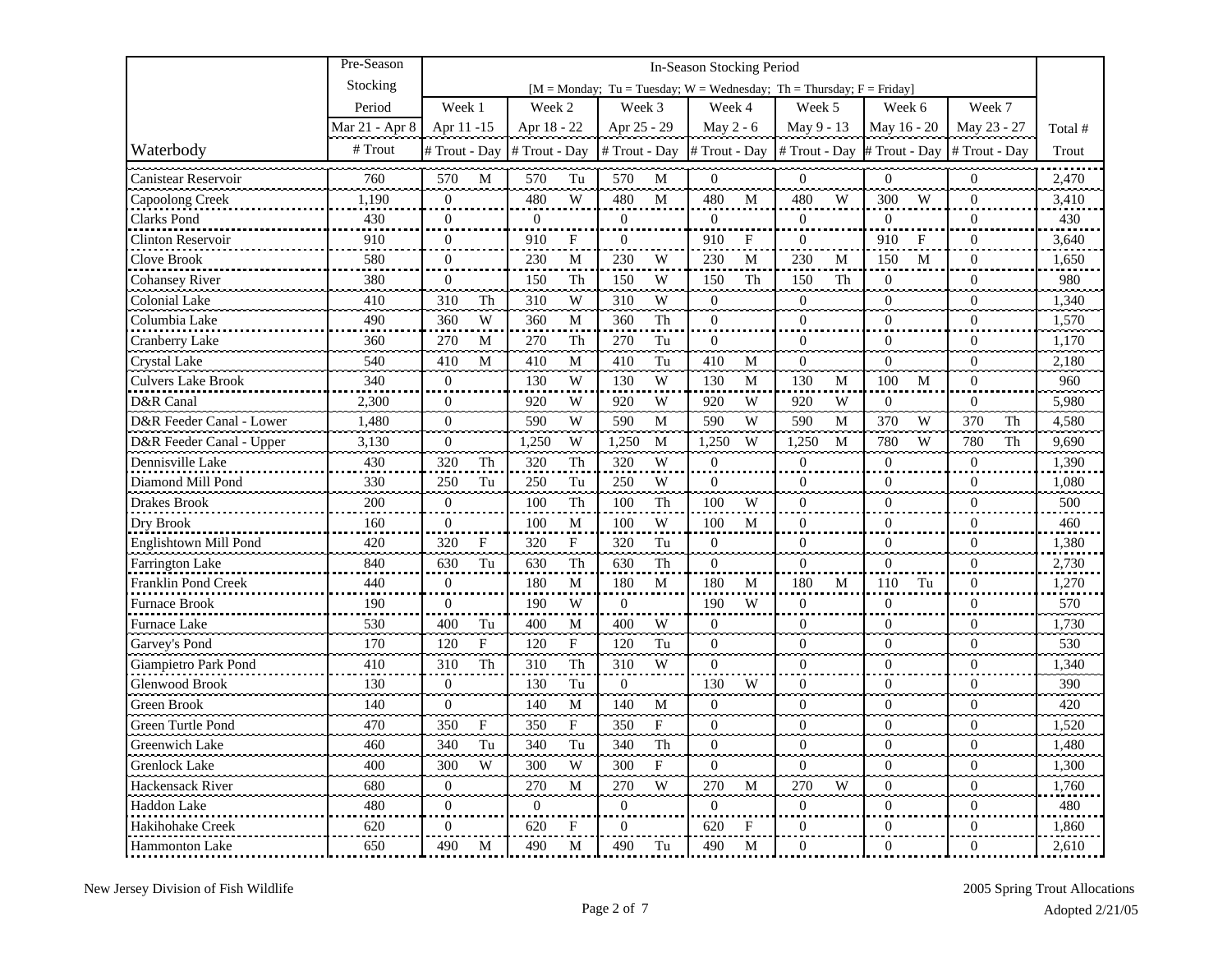| Waterbody | Pre-Season Stocking Period Mar 21 - Apr 8 # Trout | In-Season Stocking Period [M = Monday; Tu = Tuesday; W = Wednesday; Th = Thursday; F = Friday] Week 1 Apr 11 -15 # Trout | Day | Week 2 Apr 18 - 22 # Trout | Day | Week 3 Apr 25 - 29 # Trout | Day | Week 4 May 2 - 6 # Trout | Day | Week 5 May 9 - 13 # Trout | Day | Week 6 May 16 - 20 # Trout | Day | Week 7 May 23 - 27 # Trout | Day | Total # Trout |
|---|---|---|---|---|---|---|---|---|---|---|---|---|---|---|---|---|
| Canistear Reservoir | 760 | 570 | M | 570 | Tu | 570 | M | 0 | | 0 | | 0 | | 0 | | 2,470 |
| Capoolong Creek | 1,190 | 0 | | 480 | W | 480 | M | 480 | M | 480 | W | 300 | W | 0 | | 3,410 |
| Clarks Pond | 430 | 0 | | 0 | | 0 | | 0 | | 0 | | 0 | | 0 | | 430 |
| Clinton Reservoir | 910 | 0 | | 910 | F | 0 | | 910 | F | 0 | | 910 | F | 0 | | 3,640 |
| Clove Brook | 580 | 0 | | 230 | M | 230 | W | 230 | M | 230 | M | 150 | M | 0 | | 1,650 |
| Cohansey River | 380 | 0 | | 150 | Th | 150 | W | 150 | Th | 150 | Th | 0 | | 0 | | 980 |
| Colonial Lake | 410 | 310 | Th | 310 | W | 310 | W | 0 | | 0 | | 0 | | 0 | | 1,340 |
| Columbia Lake | 490 | 360 | W | 360 | M | 360 | Th | 0 | | 0 | | 0 | | 0 | | 1,570 |
| Cranberry Lake | 360 | 270 | M | 270 | Th | 270 | Tu | 0 | | 0 | | 0 | | 0 | | 1,170 |
| Crystal Lake | 540 | 410 | M | 410 | M | 410 | Tu | 410 | M | 0 | | 0 | | 0 | | 2,180 |
| Culvers Lake Brook | 340 | 0 | | 130 | W | 130 | W | 130 | M | 130 | M | 100 | M | 0 | | 960 |
| D&R Canal | 2,300 | 0 | | 920 | W | 920 | W | 920 | W | 920 | W | 0 | | 0 | | 5,980 |
| D&R Feeder Canal - Lower | 1,480 | 0 | | 590 | W | 590 | M | 590 | W | 590 | M | 370 | W | 370 | Th | 4,580 |
| D&R Feeder Canal - Upper | 3,130 | 0 | | 1,250 | W | 1,250 | M | 1,250 | W | 1,250 | M | 780 | W | 780 | Th | 9,690 |
| Dennisville Lake | 430 | 320 | Th | 320 | Th | 320 | W | 0 | | 0 | | 0 | | 0 | | 1,390 |
| Diamond Mill Pond | 330 | 250 | Tu | 250 | Tu | 250 | W | 0 | | 0 | | 0 | | 0 | | 1,080 |
| Drakes Brook | 200 | 0 | | 100 | Th | 100 | Th | 100 | W | 0 | | 0 | | 0 | | 500 |
| Dry Brook | 160 | 0 | | 100 | M | 100 | W | 100 | M | 0 | | 0 | | 0 | | 460 |
| Englishtown Mill Pond | 420 | 320 | F | 320 | F | 320 | Tu | 0 | | 0 | | 0 | | 0 | | 1,380 |
| Farrington Lake | 840 | 630 | Tu | 630 | Th | 630 | Th | 0 | | 0 | | 0 | | 0 | | 2,730 |
| Franklin Pond Creek | 440 | 0 | | 180 | M | 180 | M | 180 | M | 180 | M | 110 | Tu | 0 | | 1,270 |
| Furnace Brook | 190 | 0 | | 190 | W | 0 | | 190 | W | 0 | | 0 | | 0 | | 570 |
| Furnace Lake | 530 | 400 | Tu | 400 | M | 400 | W | 0 | | 0 | | 0 | | 0 | | 1,730 |
| Garvey's Pond | 170 | 120 | F | 120 | F | 120 | Tu | 0 | | 0 | | 0 | | 0 | | 530 |
| Giampietro Park Pond | 410 | 310 | Th | 310 | Th | 310 | W | 0 | | 0 | | 0 | | 0 | | 1,340 |
| Glenwood Brook | 130 | 0 | | 130 | Tu | 0 | | 130 | W | 0 | | 0 | | 0 | | 390 |
| Green Brook | 140 | 0 | | 140 | M | 140 | M | 0 | | 0 | | 0 | | 0 | | 420 |
| Green Turtle Pond | 470 | 350 | F | 350 | F | 350 | F | 0 | | 0 | | 0 | | 0 | | 1,520 |
| Greenwich Lake | 460 | 340 | Tu | 340 | Tu | 340 | Th | 0 | | 0 | | 0 | | 0 | | 1,480 |
| Grenlock Lake | 400 | 300 | W | 300 | W | 300 | F | 0 | | 0 | | 0 | | 0 | | 1,300 |
| Hackensack River | 680 | 0 | | 270 | M | 270 | W | 270 | M | 270 | W | 0 | | 0 | | 1,760 |
| Haddon Lake | 480 | 0 | | 0 | | 0 | | 0 | | 0 | | 0 | | 0 | | 480 |
| Hakihohake Creek | 620 | 0 | | 620 | F | 0 | | 620 | F | 0 | | 0 | | 0 | | 1,860 |
| Hammonton Lake | 650 | 490 | M | 490 | M | 490 | Tu | 490 | M | 0 | | 0 | | 0 | | 2,610 |

New Jersey Division of Fish Wildlife

2005 Spring Trout Allocations
Adopted 2/21/05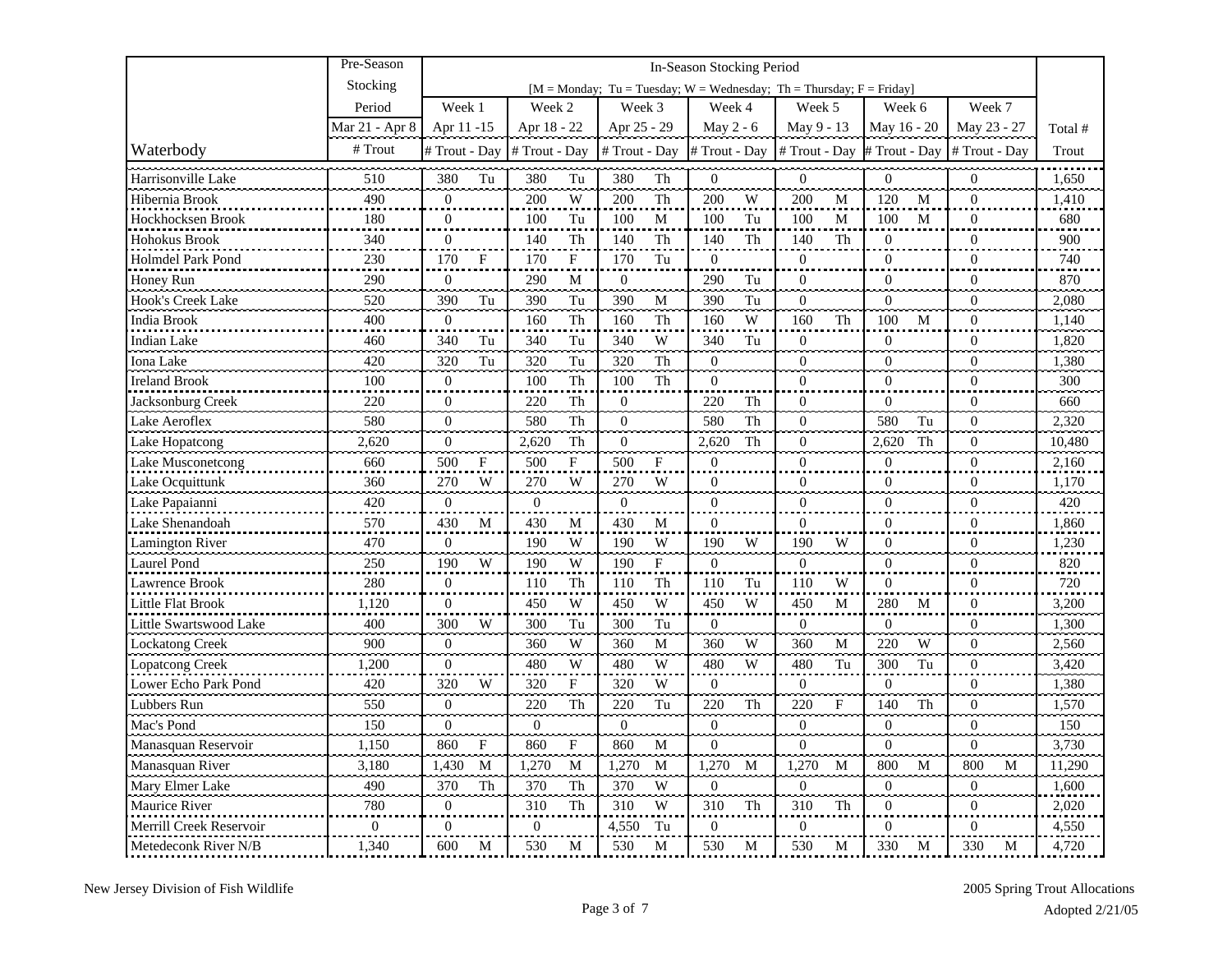| Waterbody | Pre-Season Stocking Period | In-Season Stocking Period [M = Monday; Tu = Tuesday; W = Wednesday; Th = Thursday; F = Friday] | | | | | | | | | | | | | | Total # Trout |
|---|---|---|---|---|---|---|---|---|---|---|---|---|---|---|---|---|
| | Mar 21 - Apr 8 | Week 1 Apr 11 -15 | | Week 2 Apr 18 - 22 | | Week 3 Apr 25 - 29 | | Week 4 May 2 - 6 | | Week 5 May 9 - 13 | | Week 6 May 16 - 20 | | Week 7 May 23 - 27 | | |
| | # Trout | # Trout | Day | # Trout | Day | # Trout | Day | # Trout | Day | # Trout | Day | # Trout | Day | # Trout | Day | |
| Harrisonville Lake | 510 | 380 | Tu | 380 | Tu | 380 | Th | 0 | | 0 | | 0 | | 0 | | 1,650 |
| Hibernia Brook | 490 | 0 | | 200 | W | 200 | Th | 200 | W | 200 | M | 120 | M | 0 | | 1,410 |
| Hockhocksen Brook | 180 | 0 | | 100 | Tu | 100 | M | 100 | Tu | 100 | M | 100 | M | 0 | | 680 |
| Hohokus Brook | 340 | 0 | | 140 | Th | 140 | Th | 140 | Th | 140 | Th | 0 | | 0 | | 900 |
| Holmdel Park Pond | 230 | 170 | F | 170 | F | 170 | Tu | 0 | | 0 | | 0 | | 0 | | 740 |
| Honey Run | 290 | 0 | | 290 | M | 0 | | 290 | Tu | 0 | | 0 | | 0 | | 870 |
| Hook's Creek Lake | 520 | 390 | Tu | 390 | Tu | 390 | M | 390 | Tu | 0 | | 0 | | 0 | | 2,080 |
| India Brook | 400 | 0 | | 160 | Th | 160 | Th | 160 | W | 160 | Th | 100 | M | 0 | | 1,140 |
| Indian Lake | 460 | 340 | Tu | 340 | Tu | 340 | W | 340 | Tu | 0 | | 0 | | 0 | | 1,820 |
| Iona Lake | 420 | 320 | Tu | 320 | Tu | 320 | Th | 0 | | 0 | | 0 | | 0 | | 1,380 |
| Ireland Brook | 100 | 0 | | 100 | Th | 100 | Th | 0 | | 0 | | 0 | | 0 | | 300 |
| Jacksonburg Creek | 220 | 0 | | 220 | Th | 0 | | 220 | Th | 0 | | 0 | | 0 | | 660 |
| Lake Aeroflex | 580 | 0 | | 580 | Th | 0 | | 580 | Th | 0 | | 580 | Tu | 0 | | 2,320 |
| Lake Hopatcong | 2,620 | 0 | | 2,620 | Th | 0 | | 2,620 | Th | 0 | | 2,620 | Th | 0 | | 10,480 |
| Lake Musconetcong | 660 | 500 | F | 500 | F | 500 | F | 0 | | 0 | | 0 | | 0 | | 2,160 |
| Lake Ocquittunk | 360 | 270 | W | 270 | W | 270 | W | 0 | | 0 | | 0 | | 0 | | 1,170 |
| Lake Papaianni | 420 | 0 | | 0 | | 0 | | 0 | | 0 | | 0 | | 0 | | 420 |
| Lake Shenandoah | 570 | 430 | M | 430 | M | 430 | M | 0 | | 0 | | 0 | | 0 | | 1,860 |
| Lamington River | 470 | 0 | | 190 | W | 190 | W | 190 | W | 190 | W | 0 | | 0 | | 1,230 |
| Laurel Pond | 250 | 190 | W | 190 | W | 190 | F | 0 | | 0 | | 0 | | 0 | | 820 |
| Lawrence Brook | 280 | 0 | | 110 | Th | 110 | Th | 110 | Tu | 110 | W | 0 | | 0 | | 720 |
| Little Flat Brook | 1,120 | 0 | | 450 | W | 450 | W | 450 | W | 450 | M | 280 | M | 0 | | 3,200 |
| Little Swartswood Lake | 400 | 300 | W | 300 | Tu | 300 | Tu | 0 | | 0 | | 0 | | 0 | | 1,300 |
| Lockatong Creek | 900 | 0 | | 360 | W | 360 | M | 360 | W | 360 | M | 220 | W | 0 | | 2,560 |
| Lopatcong Creek | 1,200 | 0 | | 480 | W | 480 | W | 480 | W | 480 | Tu | 300 | Tu | 0 | | 3,420 |
| Lower Echo Park Pond | 420 | 320 | W | 320 | F | 320 | W | 0 | | 0 | | 0 | | 0 | | 1,380 |
| Lubbers Run | 550 | 0 | | 220 | Th | 220 | Tu | 220 | Th | 220 | F | 140 | Th | 0 | | 1,570 |
| Mac's Pond | 150 | 0 | | 0 | | 0 | | 0 | | 0 | | 0 | | 0 | | 150 |
| Manasquan Reservoir | 1,150 | 860 | F | 860 | F | 860 | M | 0 | | 0 | | 0 | | 0 | | 3,730 |
| Manasquan River | 3,180 | 1,430 | M | 1,270 | M | 1,270 | M | 1,270 | M | 1,270 | M | 800 | M | 800 | M | 11,290 |
| Mary Elmer Lake | 490 | 370 | Th | 370 | Th | 370 | W | 0 | | 0 | | 0 | | 0 | | 1,600 |
| Maurice River | 780 | 0 | | 310 | Th | 310 | W | 310 | Th | 310 | Th | 0 | | 0 | | 2,020 |
| Merrill Creek Reservoir | 0 | 0 | | 0 | | 4,550 | Tu | 0 | | 0 | | 0 | | 0 | | 4,550 |
| Metedeconk River N/B | 1,340 | 600 | M | 530 | M | 530 | M | 530 | M | 530 | M | 330 | M | 330 | M | 4,720 |

New Jersey Division of Fish Wildlife

2005 Spring Trout Allocations
Adopted 2/21/05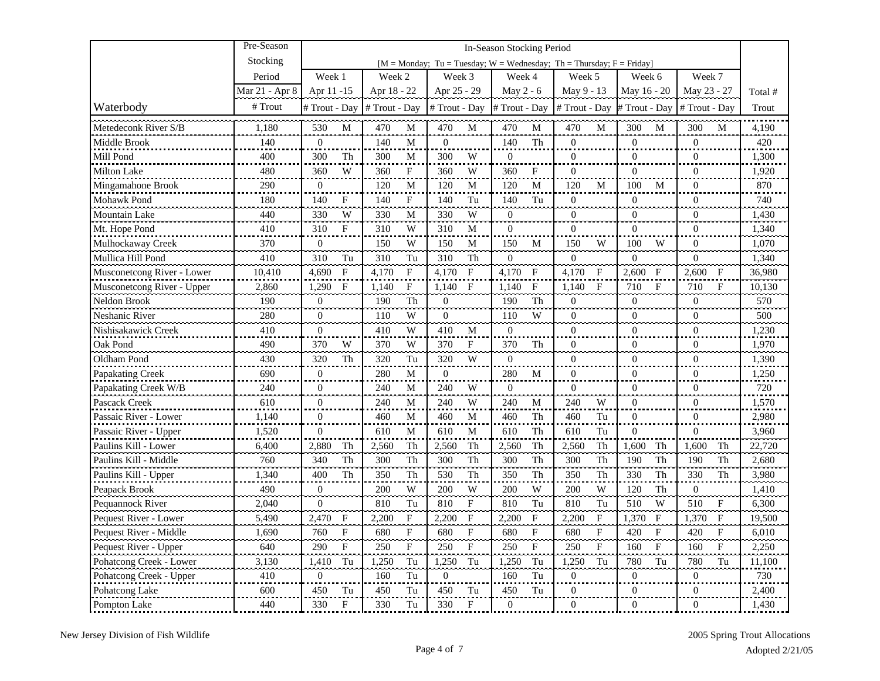| Waterbody | Pre-Season Stocking Period Mar 21 - Apr 8 # Trout | In-Season Stocking Period [M = Monday; Tu = Tuesday; W = Wednesday; Th = Thursday; F = Friday] Week 1 Apr 11 -15 # Trout | Day | Week 2 Apr 18 - 22 # Trout | Day | Week 3 Apr 25 - 29 # Trout | Day | Week 4 May 2 - 6 # Trout | Day | Week 5 May 9 - 13 # Trout | Day | Week 6 May 16 - 20 # Trout | Day | Week 7 May 23 - 27 # Trout | Day | Total # Trout |
|---|---|---|---|---|---|---|---|---|---|---|---|---|---|---|---|---|
| Metedeconk River S/B | 1,180 | 530 | M | 470 | M | 470 | M | 470 | M | 470 | M | 300 | M | 300 | M | 4,190 |
| Middle Brook | 140 | 0 | | 140 | M | 0 | | 140 | Th | 0 | | 0 | | 0 | | 420 |
| Mill Pond | 400 | 300 | Th | 300 | M | 300 | W | 0 | | 0 | | 0 | | 0 | | 1,300 |
| Milton Lake | 480 | 360 | W | 360 | F | 360 | W | 360 | F | 0 | | 0 | | 0 | | 1,920 |
| Mingamahone Brook | 290 | 0 | | 120 | M | 120 | M | 120 | M | 120 | M | 100 | M | 0 | | 870 |
| Mohawk Pond | 180 | 140 | F | 140 | F | 140 | Tu | 140 | Tu | 0 | | 0 | | 0 | | 740 |
| Mountain Lake | 440 | 330 | W | 330 | M | 330 | W | 0 | | 0 | | 0 | | 0 | | 1,430 |
| Mt. Hope Pond | 410 | 310 | F | 310 | W | 310 | M | 0 | | 0 | | 0 | | 0 | | 1,340 |
| Mulhockaway Creek | 370 | 0 | | 150 | W | 150 | M | 150 | M | 150 | W | 100 | W | 0 | | 1,070 |
| Mullica Hill Pond | 410 | 310 | Tu | 310 | Tu | 310 | Th | 0 | | 0 | | 0 | | 0 | | 1,340 |
| Musconetcong River - Lower | 10,410 | 4,690 | F | 4,170 | F | 4,170 | F | 4,170 | F | 4,170 | F | 2,600 | F | 2,600 | F | 36,980 |
| Musconetcong River - Upper | 2,860 | 1,290 | F | 1,140 | F | 1,140 | F | 1,140 | F | 1,140 | F | 710 | F | 710 | F | 10,130 |
| Neldon Brook | 190 | 0 | | 190 | Th | 0 | | 190 | Th | 0 | | 0 | | 0 | | 570 |
| Neshanic River | 280 | 0 | | 110 | W | 0 | | 110 | W | 0 | | 0 | | 0 | | 500 |
| Nishisakawick Creek | 410 | 0 | | 410 | W | 410 | M | 0 | | 0 | | 0 | | 0 | | 1,230 |
| Oak Pond | 490 | 370 | W | 370 | W | 370 | F | 370 | Th | 0 | | 0 | | 0 | | 1,970 |
| Oldham Pond | 430 | 320 | Th | 320 | Tu | 320 | W | 0 | | 0 | | 0 | | 0 | | 1,390 |
| Papakating Creek | 690 | 0 | | 280 | M | 0 | | 280 | M | 0 | | 0 | | 0 | | 1,250 |
| Papakating Creek W/B | 240 | 0 | | 240 | M | 240 | W | 0 | | 0 | | 0 | | 0 | | 720 |
| Pascack Creek | 610 | 0 | | 240 | M | 240 | W | 240 | M | 240 | W | 0 | | 0 | | 1,570 |
| Passaic River - Lower | 1,140 | 0 | | 460 | M | 460 | M | 460 | Th | 460 | Tu | 0 | | 0 | | 2,980 |
| Passaic River - Upper | 1,520 | 0 | | 610 | M | 610 | M | 610 | Th | 610 | Tu | 0 | | 0 | | 3,960 |
| Paulins Kill - Lower | 6,400 | 2,880 | Th | 2,560 | Th | 2,560 | Th | 2,560 | Th | 2,560 | Th | 1,600 | Th | 1,600 | Th | 22,720 |
| Paulins Kill - Middle | 760 | 340 | Th | 300 | Th | 300 | Th | 300 | Th | 300 | Th | 190 | Th | 190 | Th | 2,680 |
| Paulins Kill - Upper | 1,340 | 400 | Th | 350 | Th | 530 | Th | 350 | Th | 350 | Th | 330 | Th | 330 | Th | 3,980 |
| Peapack Brook | 490 | 0 | | 200 | W | 200 | W | 200 | W | 200 | W | 120 | Th | 0 | | 1,410 |
| Pequannock River | 2,040 | 0 | | 810 | Tu | 810 | F | 810 | Tu | 810 | Tu | 510 | W | 510 | F | 6,300 |
| Pequest River - Lower | 5,490 | 2,470 | F | 2,200 | F | 2,200 | F | 2,200 | F | 2,200 | F | 1,370 | F | 1,370 | F | 19,500 |
| Pequest River - Middle | 1,690 | 760 | F | 680 | F | 680 | F | 680 | F | 680 | F | 420 | F | 420 | F | 6,010 |
| Pequest River - Upper | 640 | 290 | F | 250 | F | 250 | F | 250 | F | 250 | F | 160 | F | 160 | F | 2,250 |
| Pohatcong Creek - Lower | 3,130 | 1,410 | Tu | 1,250 | Tu | 1,250 | Tu | 1,250 | Tu | 1,250 | Tu | 780 | Tu | 780 | Tu | 11,100 |
| Pohatcong Creek - Upper | 410 | 0 | | 160 | Tu | 0 | | 160 | Tu | 0 | | 0 | | 0 | | 730 |
| Pohatcong Lake | 600 | 450 | Tu | 450 | Tu | 450 | Tu | 450 | Tu | 0 | | 0 | | 0 | | 2,400 |
| Pompton Lake | 440 | 330 | F | 330 | Tu | 330 | F | 0 | | 0 | | 0 | | 0 | | 1,430 |

New Jersey Division of Fish Wildlife

2005 Spring Trout Allocations
Adopted 2/21/05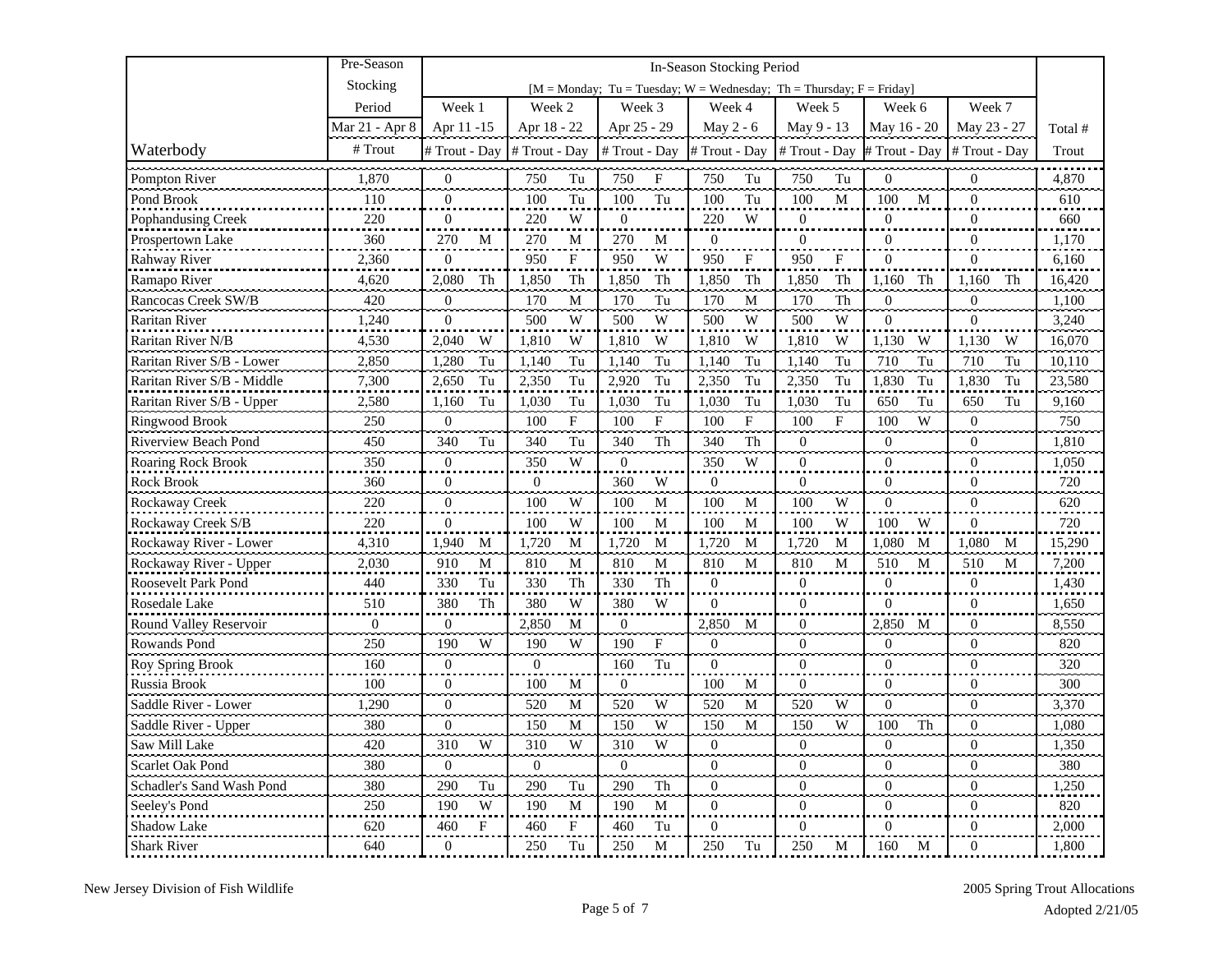| Waterbody | Pre-Season Stocking Period Mar 21 - Apr 8 # Trout | In-Season Stocking Period [M = Monday; Tu = Tuesday; W = Wednesday; Th = Thursday; F = Friday] Week 1 Apr 11 -15 # Trout - Day | | Week 2 Apr 18 - 22 # Trout - Day | | Week 3 Apr 25 - 29 # Trout - Day | | Week 4 May 2 - 6 # Trout - Day | | Week 5 May 9 - 13 # Trout - Day | | Week 6 May 16 - 20 # Trout - Day | | Week 7 May 23 - 27 # Trout - Day | | Total # Trout |
|---|---|---|---|---|---|---|---|---|---|---|---|---|---|---|---|---|
| Pompton River | 1,870 | 0 | | 750 | Tu | 750 | F | 750 | Tu | 750 | Tu | 0 | | 0 | | 4,870 |
| Pond Brook | 110 | 0 | | 100 | Tu | 100 | Tu | 100 | Tu | 100 | M | 100 | M | 0 | | 610 |
| Pophandusing Creek | 220 | 0 | | 220 | W | 0 | | 220 | W | 0 | | 0 | | 0 | | 660 |
| Prospertown Lake | 360 | 270 | M | 270 | M | 270 | M | 0 | | 0 | | 0 | | 0 | | 1,170 |
| Rahway River | 2,360 | 0 | | 950 | F | 950 | W | 950 | F | 950 | F | 0 | | 0 | | 6,160 |
| Ramapo River | 4,620 | 2,080 | Th | 1,850 | Th | 1,850 | Th | 1,850 | Th | 1,850 | Th | 1,160 | Th | 1,160 | Th | 16,420 |
| Rancocas Creek SW/B | 420 | 0 | | 170 | M | 170 | Tu | 170 | M | 170 | Th | 0 | | 0 | | 1,100 |
| Raritan River | 1,240 | 0 | | 500 | W | 500 | W | 500 | W | 500 | W | 0 | | 0 | | 3,240 |
| Raritan River N/B | 4,530 | 2,040 | W | 1,810 | W | 1,810 | W | 1,810 | W | 1,810 | W | 1,130 | W | 1,130 | W | 16,070 |
| Raritan River S/B - Lower | 2,850 | 1,280 | Tu | 1,140 | Tu | 1,140 | Tu | 1,140 | Tu | 1,140 | Tu | 710 | Tu | 710 | Tu | 10,110 |
| Raritan River S/B - Middle | 7,300 | 2,650 | Tu | 2,350 | Tu | 2,920 | Tu | 2,350 | Tu | 2,350 | Tu | 1,830 | Tu | 1,830 | Tu | 23,580 |
| Raritan River S/B - Upper | 2,580 | 1,160 | Tu | 1,030 | Tu | 1,030 | Tu | 1,030 | Tu | 1,030 | Tu | 650 | Tu | 650 | Tu | 9,160 |
| Ringwood Brook | 250 | 0 | | 100 | F | 100 | F | 100 | F | 100 | F | 100 | W | 0 | | 750 |
| Riverview Beach Pond | 450 | 340 | Tu | 340 | Tu | 340 | Th | 340 | Th | 0 | | 0 | | 0 | | 1,810 |
| Roaring Rock Brook | 350 | 0 | | 350 | W | 0 | | 350 | W | 0 | | 0 | | 0 | | 1,050 |
| Rock Brook | 360 | 0 | | 0 | | 360 | W | 0 | | 0 | | 0 | | 0 | | 720 |
| Rockaway Creek | 220 | 0 | | 100 | W | 100 | M | 100 | M | 100 | W | 0 | | 0 | | 620 |
| Rockaway Creek S/B | 220 | 0 | | 100 | W | 100 | M | 100 | M | 100 | W | 100 | W | 0 | | 720 |
| Rockaway River - Lower | 4,310 | 1,940 | M | 1,720 | M | 1,720 | M | 1,720 | M | 1,720 | M | 1,080 | M | 1,080 | M | 15,290 |
| Rockaway River - Upper | 2,030 | 910 | M | 810 | M | 810 | M | 810 | M | 810 | M | 510 | M | 510 | M | 7,200 |
| Roosevelt Park Pond | 440 | 330 | Tu | 330 | Th | 330 | Th | 0 | | 0 | | 0 | | 0 | | 1,430 |
| Rosedale Lake | 510 | 380 | Th | 380 | W | 380 | W | 0 | | 0 | | 0 | | 0 | | 1,650 |
| Round Valley Reservoir | 0 | 0 | | 2,850 | M | 0 | | 2,850 | M | 0 | | 2,850 | M | 0 | | 8,550 |
| Rowands Pond | 250 | 190 | W | 190 | W | 190 | F | 0 | | 0 | | 0 | | 0 | | 820 |
| Roy Spring Brook | 160 | 0 | | 0 | | 160 | Tu | 0 | | 0 | | 0 | | 0 | | 320 |
| Russia Brook | 100 | 0 | | 100 | M | 0 | | 100 | M | 0 | | 0 | | 0 | | 300 |
| Saddle River - Lower | 1,290 | 0 | | 520 | M | 520 | W | 520 | M | 520 | W | 0 | | 0 | | 3,370 |
| Saddle River - Upper | 380 | 0 | | 150 | M | 150 | W | 150 | M | 150 | W | 100 | Th | 0 | | 1,080 |
| Saw Mill Lake | 420 | 310 | W | 310 | W | 310 | W | 0 | | 0 | | 0 | | 0 | | 1,350 |
| Scarlet Oak Pond | 380 | 0 | | 0 | | 0 | | 0 | | 0 | | 0 | | 0 | | 380 |
| Schadler's Sand Wash Pond | 380 | 290 | Tu | 290 | Tu | 290 | Th | 0 | | 0 | | 0 | | 0 | | 1,250 |
| Seeley's Pond | 250 | 190 | W | 190 | M | 190 | M | 0 | | 0 | | 0 | | 0 | | 820 |
| Shadow Lake | 620 | 460 | F | 460 | F | 460 | Tu | 0 | | 0 | | 0 | | 0 | | 2,000 |
| Shark River | 640 | 0 | | 250 | Tu | 250 | M | 250 | Tu | 250 | M | 160 | M | 0 | | 1,800 |

New Jersey Division of Fish Wildlife

2005 Spring Trout Allocations
Adopted 2/21/05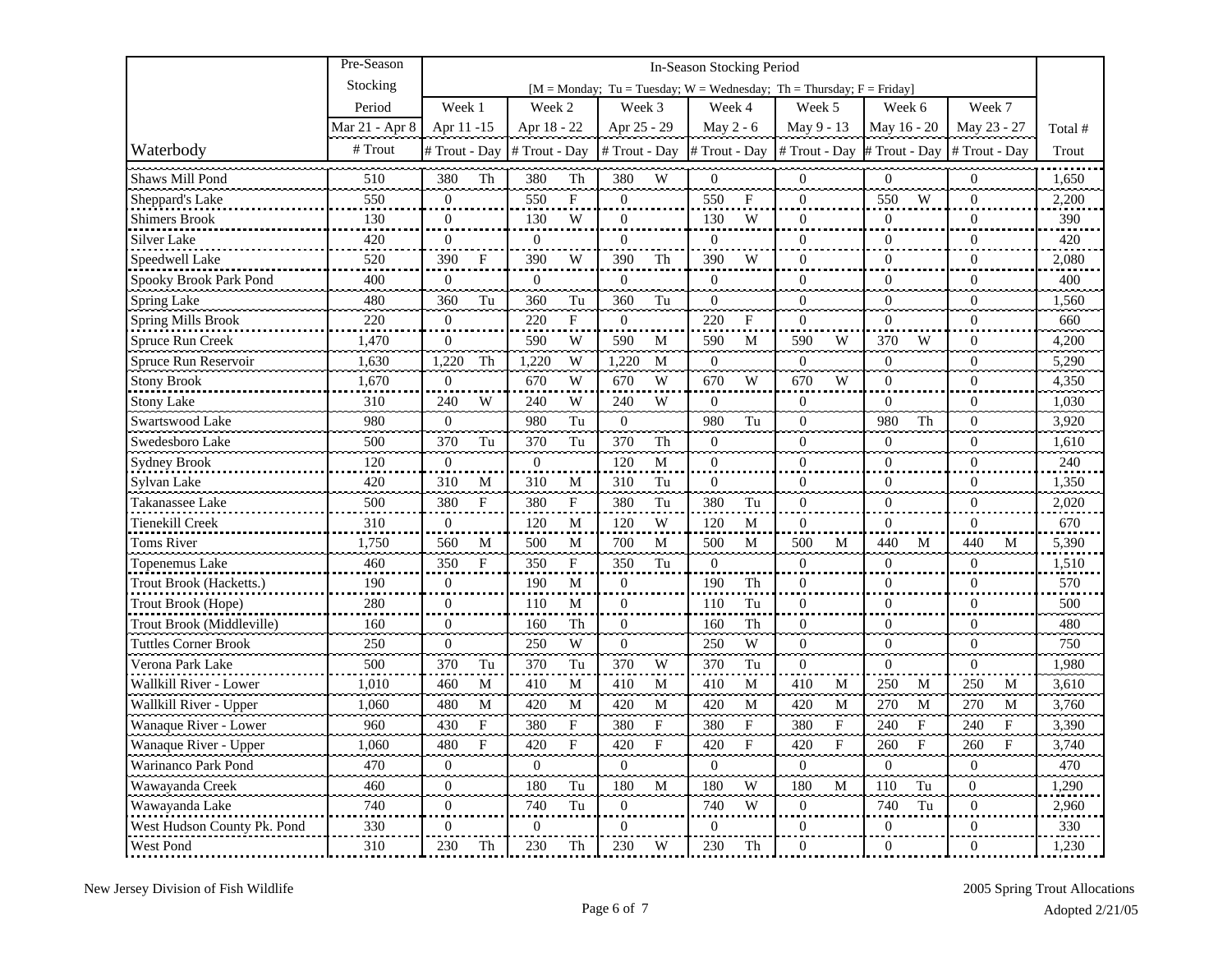| Waterbody | Pre-Season Stocking Period Mar 21 - Apr 8 # Trout | In-Season Stocking Period [M = Monday; Tu = Tuesday; W = Wednesday; Th = Thursday; F = Friday] Week 1 Apr 11 -15 # Trout | Day | Week 2 Apr 18 - 22 # Trout | Day | Week 3 Apr 25 - 29 # Trout | Day | Week 4 May 2 - 6 # Trout | Day | Week 5 May 9 - 13 # Trout | Day | Week 6 May 16 - 20 # Trout | Day | Week 7 May 23 - 27 # Trout | Day | Total # Trout |
|---|---|---|---|---|---|---|---|---|---|---|---|---|---|---|---|---|
| Shaws Mill Pond | 510 | 380 | Th | 380 | Th | 380 | W | 0 | | 0 | | 0 | | 0 | | 1,650 |
| Sheppard's Lake | 550 | 0 | | 550 | F | 0 | | 550 | F | 0 | | 550 | W | 0 | | 2,200 |
| Shimers Brook | 130 | 0 | | 130 | W | 0 | | 130 | W | 0 | | 0 | | 0 | | 390 |
| Silver Lake | 420 | 0 | | 0 | | 0 | | 0 | | 0 | | 0 | | 0 | | 420 |
| Speedwell Lake | 520 | 390 | F | 390 | W | 390 | Th | 390 | W | 0 | | 0 | | 0 | | 2,080 |
| Spooky Brook Park Pond | 400 | 0 | | 0 | | 0 | | 0 | | 0 | | 0 | | 0 | | 400 |
| Spring Lake | 480 | 360 | Tu | 360 | Tu | 360 | Tu | 0 | | 0 | | 0 | | 0 | | 1,560 |
| Spring Mills Brook | 220 | 0 | | 220 | F | 0 | | 220 | F | 0 | | 0 | | 0 | | 660 |
| Spruce Run Creek | 1,470 | 0 | | 590 | W | 590 | M | 590 | M | 590 | W | 370 | W | 0 | | 4,200 |
| Spruce Run Reservoir | 1,630 | 1,220 | Th | 1,220 | W | 1,220 | M | 0 | | 0 | | 0 | | 0 | | 5,290 |
| Stony Brook | 1,670 | 0 | | 670 | W | 670 | W | 670 | W | 670 | W | 0 | | 0 | | 4,350 |
| Stony Lake | 310 | 240 | W | 240 | W | 240 | W | 0 | | 0 | | 0 | | 0 | | 1,030 |
| Swartswood Lake | 980 | 0 | | 980 | Tu | 0 | | 980 | Tu | 0 | | 980 | Th | 0 | | 3,920 |
| Swedesboro Lake | 500 | 370 | Tu | 370 | Tu | 370 | Th | 0 | | 0 | | 0 | | 0 | | 1,610 |
| Sydney Brook | 120 | 0 | | 0 | | 120 | M | 0 | | 0 | | 0 | | 0 | | 240 |
| Sylvan Lake | 420 | 310 | M | 310 | M | 310 | Tu | 0 | | 0 | | 0 | | 0 | | 1,350 |
| Takanassee Lake | 500 | 380 | F | 380 | F | 380 | Tu | 380 | Tu | 0 | | 0 | | 0 | | 2,020 |
| Tienekill Creek | 310 | 0 | | 120 | M | 120 | W | 120 | M | 0 | | 0 | | 0 | | 670 |
| Toms River | 1,750 | 560 | M | 500 | M | 700 | M | 500 | M | 500 | M | 440 | M | 440 | M | 5,390 |
| Topenemus Lake | 460 | 350 | F | 350 | F | 350 | Tu | 0 | | 0 | | 0 | | 0 | | 1,510 |
| Trout Brook (Hacketts.) | 190 | 0 | | 190 | M | 0 | | 190 | Th | 0 | | 0 | | 0 | | 570 |
| Trout Brook (Hope) | 280 | 0 | | 110 | M | 0 | | 110 | Tu | 0 | | 0 | | 0 | | 500 |
| Trout Brook (Middleville) | 160 | 0 | | 160 | Th | 0 | | 160 | Th | 0 | | 0 | | 0 | | 480 |
| Tuttles Corner Brook | 250 | 0 | | 250 | W | 0 | | 250 | W | 0 | | 0 | | 0 | | 750 |
| Verona Park Lake | 500 | 370 | Tu | 370 | Tu | 370 | W | 370 | Tu | 0 | | 0 | | 0 | | 1,980 |
| Wallkill River - Lower | 1,010 | 460 | M | 410 | M | 410 | M | 410 | M | 410 | M | 250 | M | 250 | M | 3,610 |
| Wallkill River - Upper | 1,060 | 480 | M | 420 | M | 420 | M | 420 | M | 420 | M | 270 | M | 270 | M | 3,760 |
| Wanaque River - Lower | 960 | 430 | F | 380 | F | 380 | F | 380 | F | 380 | F | 240 | F | 240 | F | 3,390 |
| Wanaque River - Upper | 1,060 | 480 | F | 420 | F | 420 | F | 420 | F | 420 | F | 260 | F | 260 | F | 3,740 |
| Warinanco Park Pond | 470 | 0 | | 0 | | 0 | | 0 | | 0 | | 0 | | 0 | | 470 |
| Wawayanda Creek | 460 | 0 | | 180 | Tu | 180 | M | 180 | W | 180 | M | 110 | Tu | 0 | | 1,290 |
| Wawayanda Lake | 740 | 0 | | 740 | Tu | 0 | | 740 | W | 0 | | 740 | Tu | 0 | | 2,960 |
| West Hudson County Pk. Pond | 330 | 0 | | 0 | | 0 | | 0 | | 0 | | 0 | | 0 | | 330 |
| West Pond | 310 | 230 | Th | 230 | Th | 230 | W | 230 | Th | 0 | | 0 | | 0 | | 1,230 |

New Jersey Division of Fish Wildlife

2005 Spring Trout Allocations
Adopted 2/21/05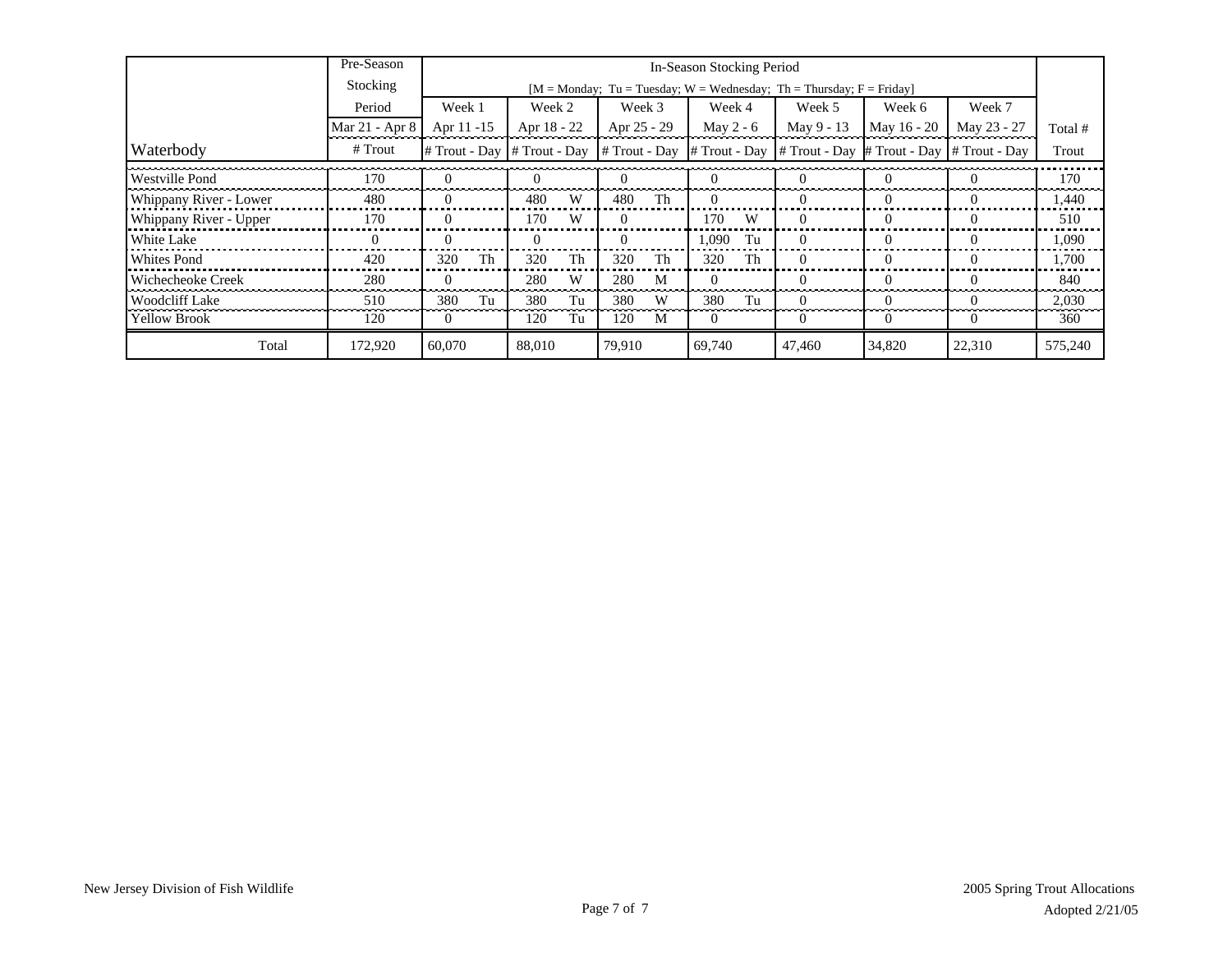| Waterbody | Pre-Season Stocking Period | In-Season Stocking Period [M = Monday; Tu = Tuesday; W = Wednesday; Th = Thursday; F = Friday] | | | | | | | Total # Trout |
|---|---|---|---|---|---|---|---|---|---|
| | | Week 1 | Week 2 | Week 3 | Week 4 | Week 5 | Week 6 | Week 7 | |
| | Mar 21 - Apr 8 | Apr 11 -15 | Apr 18 - 22 | Apr 25 - 29 | May 2 - 6 | May 9 - 13 | May 16 - 20 | May 23 - 27 | |
| | # Trout | # Trout - Day | # Trout - Day | # Trout - Day | # Trout - Day | # Trout - Day | # Trout - Day | # Trout - Day | |
| Westville Pond | 170 | 0 | 0 | 0 | 0 | 0 | 0 | 0 | 170 |
| Whippany River - Lower | 480 | 0 | 480 W | 480 Th | 0 | 0 | 0 | 0 | 1,440 |
| Whippany River - Upper | 170 | 0 | 170 W | 0 | 170 W | 0 | 0 | 0 | 510 |
| White Lake | 0 | 0 | 0 | 0 | 1,090 Tu | 0 | 0 | 0 | 1,090 |
| Whites Pond | 420 | 320 Th | 320 Th | 320 Th | 320 Th | 0 | 0 | 0 | 1,700 |
| Wichecheoke Creek | 280 | 0 | 280 W | 280 M | 0 | 0 | 0 | 0 | 840 |
| Woodcliff Lake | 510 | 380 Tu | 380 Tu | 380 W | 380 Tu | 0 | 0 | 0 | 2,030 |
| Yellow Brook | 120 | 0 | 120 Tu | 120 M | 0 | 0 | 0 | 0 | 360 |
| Total | 172,920 | 60,070 | 88,010 | 79,910 | 69,740 | 47,460 | 34,820 | 22,310 | 575,240 |